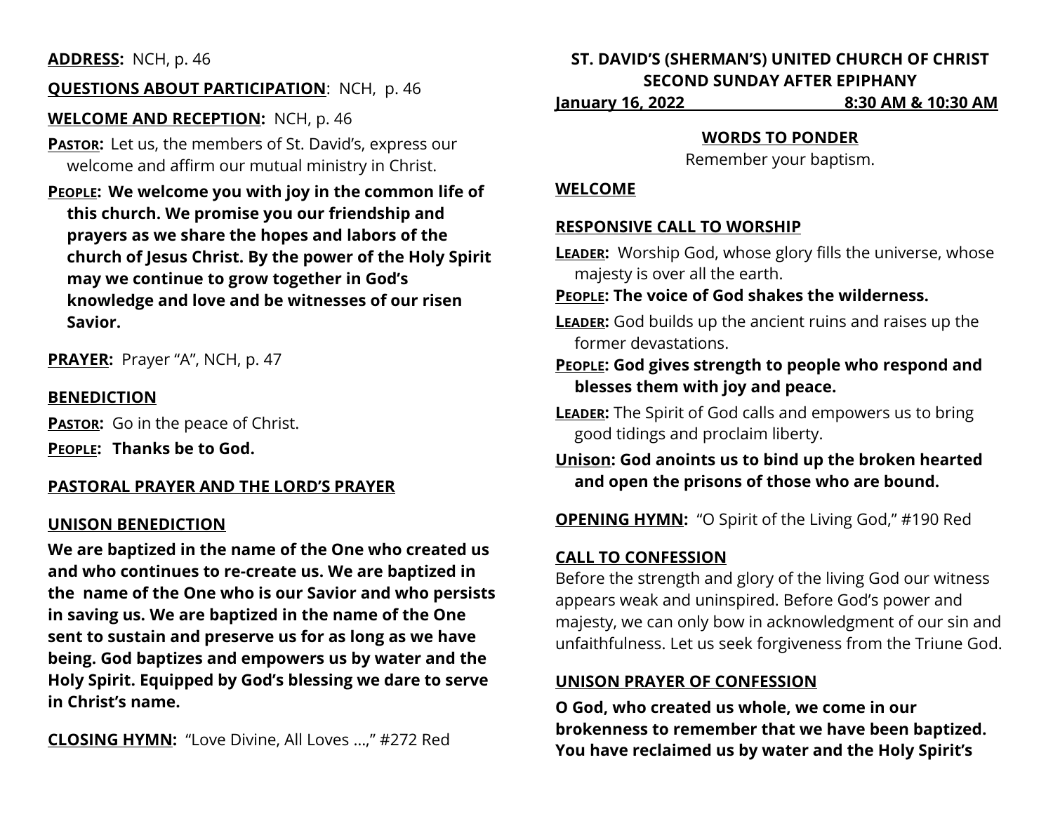**ADDRESS:** NCH, p. 46

**QUESTIONS ABOUT PARTICIPATION**: NCH, p. 46

**WELCOME AND RECEPTION:** NCH, p. 46

**Pastor:** Let us, the members of St. David's, express our welcome and affirm our mutual ministry in Christ.

**People: We welcome you with joy in the common life of this church. We promise you our friendship and prayers as we share the hopes and labors of the church of Jesus Christ. By the power of the Holy Spirit may we continue to grow together in God's knowledge and love and be witnesses of our risen Savior.**

**PRAYER:** Prayer "A", NCH, p. 47

**BENEDICTION**

**Pastor:** Go in the peace of Christ.

**People: Thanks be to God.**

**PASTORAL PRAYER AND THE LORD'S PRAYER**

**UNISON BENEDICTION**

**We are baptized in the name of the One who created us and who continues to re-create us. We are baptized in the name of the One who is our Savior and who persists in saving us. We are baptized in the name of the One sent to sustain and preserve us for as long as we have being. God baptizes and empowers us by water and the Holy Spirit. Equipped by God's blessing we dare to serve in Christ's name.**

**CLOSING HYMN:** "Love Divine, All Loves …," #272 Red

**ST. DAVID'S (SHERMAN'S) UNITED CHURCH OF CHRIST**
**SECOND SUNDAY AFTER EPIPHANY**
**January 16, 2022 — 8:30 AM & 10:30 AM**

**WORDS TO PONDER**

Remember your baptism.

**WELCOME**

**RESPONSIVE CALL TO WORSHIP**

**Leader:** Worship God, whose glory fills the universe, whose majesty is over all the earth.

**People: The voice of God shakes the wilderness.**

**Leader:** God builds up the ancient ruins and raises up the former devastations.

**People: God gives strength to people who respond and blesses them with joy and peace.**

**Leader:** The Spirit of God calls and empowers us to bring good tidings and proclaim liberty.

**Unison: God anoints us to bind up the broken hearted and open the prisons of those who are bound.**

**OPENING HYMN:** "O Spirit of the Living God," #190 Red

**CALL TO CONFESSION**

Before the strength and glory of the living God our witness appears weak and uninspired. Before God's power and majesty, we can only bow in acknowledgment of our sin and unfaithfulness. Let us seek forgiveness from the Triune God.

**UNISON PRAYER OF CONFESSION**

**O God, who created us whole, we come in our brokenness to remember that we have been baptized. You have reclaimed us by water and the Holy Spirit's**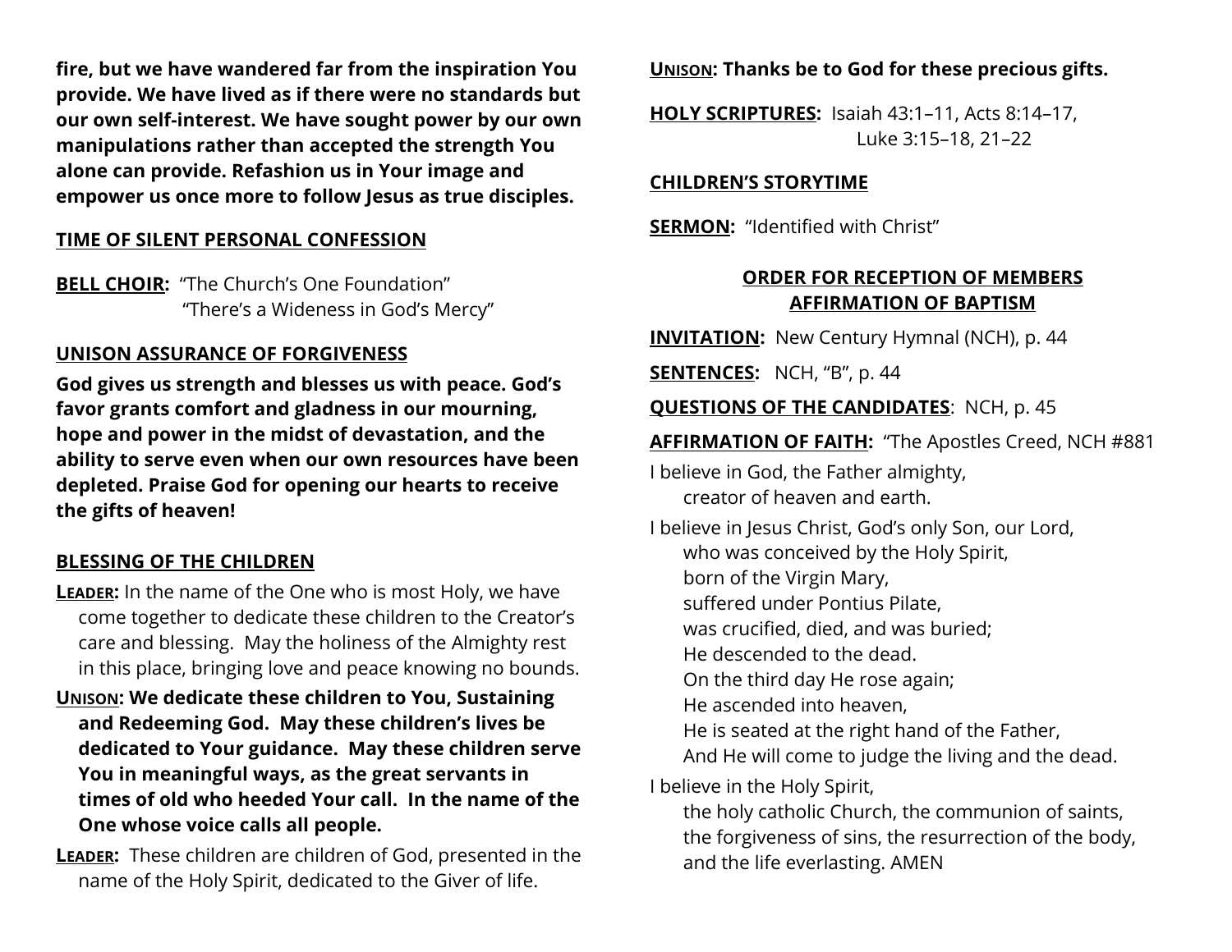**fire, but we have wandered far from the inspiration You provide. We have lived as if there were no standards but our own self-interest. We have sought power by our own manipulations rather than accepted the strength You alone can provide. Refashion us in Your image and empower us once more to follow Jesus as true disciples.**

**TIME OF SILENT PERSONAL CONFESSION**

**BELL CHOIR:** "The Church's One Foundation"
"There's a Wideness in God's Mercy"

**UNISON ASSURANCE OF FORGIVENESS**

**God gives us strength and blesses us with peace. God's favor grants comfort and gladness in our mourning, hope and power in the midst of devastation, and the ability to serve even when our own resources have been depleted. Praise God for opening our hearts to receive the gifts of heaven!**

**BLESSING OF THE CHILDREN**

**LEADER:** In the name of the One who is most Holy, we have come together to dedicate these children to the Creator's care and blessing. May the holiness of the Almighty rest in this place, bringing love and peace knowing no bounds.

**UNISON: We dedicate these children to You, Sustaining and Redeeming God. May these children's lives be dedicated to Your guidance. May these children serve You in meaningful ways, as the great servants in times of old who heeded Your call. In the name of the One whose voice calls all people.**

**LEADER:** These children are children of God, presented in the name of the Holy Spirit, dedicated to the Giver of life.

**UNISON: Thanks be to God for these precious gifts.**

**HOLY SCRIPTURES:** Isaiah 43:1–11, Acts 8:14–17,
Luke 3:15–18, 21–22

**CHILDREN'S STORYTIME**

**SERMON:** "Identified with Christ"

**ORDER FOR RECEPTION OF MEMBERS**
**AFFIRMATION OF BAPTISM**

**INVITATION:** New Century Hymnal (NCH), p. 44

**SENTENCES:** NCH, "B", p. 44

**QUESTIONS OF THE CANDIDATES**: NCH, p. 45

**AFFIRMATION OF FAITH:** "The Apostles Creed, NCH #881

I believe in God, the Father almighty,
creator of heaven and earth.

I believe in Jesus Christ, God's only Son, our Lord,
who was conceived by the Holy Spirit,
born of the Virgin Mary,
suffered under Pontius Pilate,
was crucified, died, and was buried;
He descended to the dead.
On the third day He rose again;
He ascended into heaven,
He is seated at the right hand of the Father,
And He will come to judge the living and the dead.

I believe in the Holy Spirit,
the holy catholic Church, the communion of saints,
the forgiveness of sins, the resurrection of the body,
and the life everlasting. AMEN